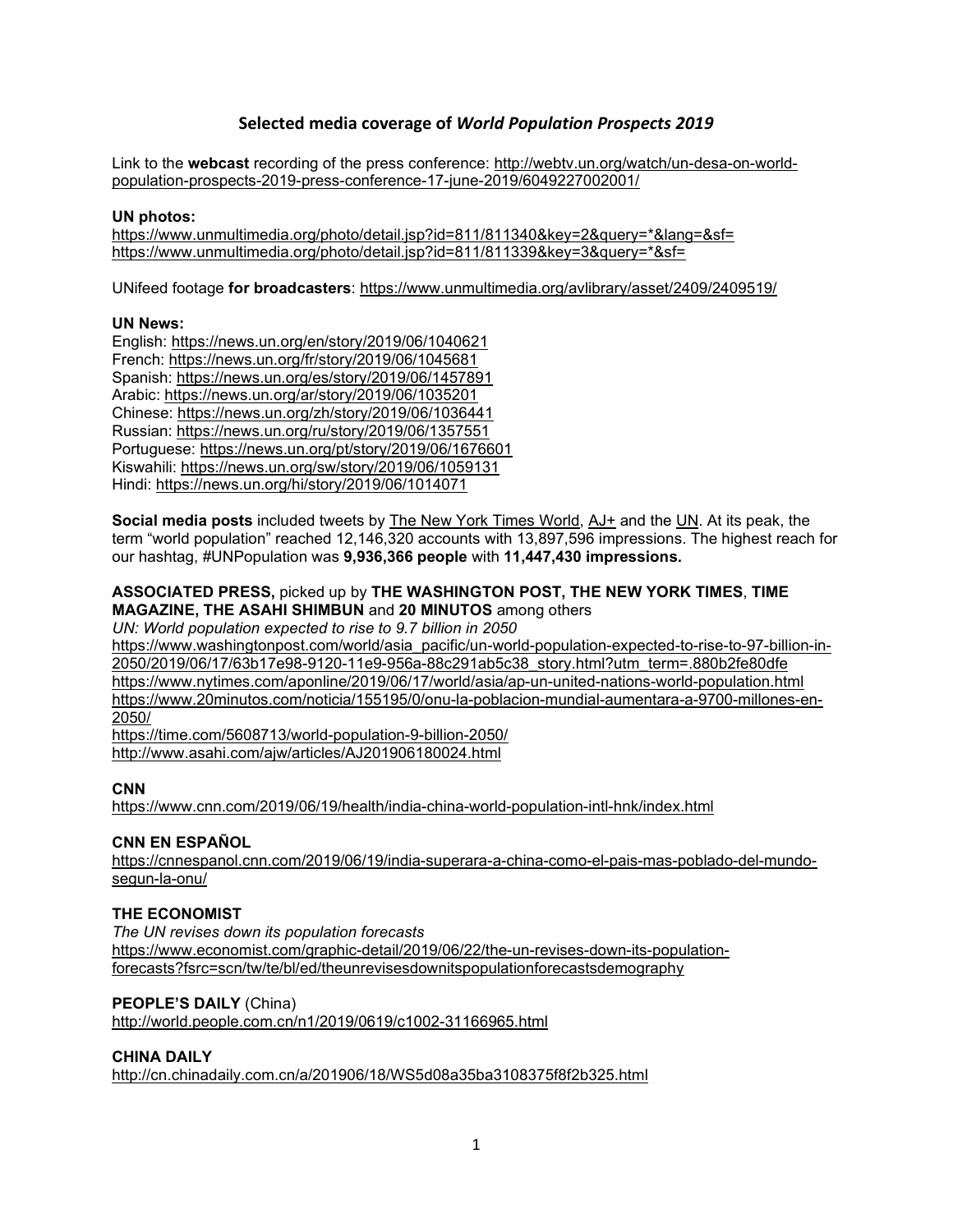# Selected media coverage of *World Population Prospects 2019*

Link to the **webcast** recording of the press conference: http://webtv.un.org/watch/un-desa-on-world-population-prospects-2019-press-conference-17-june-2019/6049227002001/

**UN photos:**
https://www.unmultimedia.org/photo/detail.jsp?id=811/811340&key=2&query=*&lang=&sf=
https://www.unmultimedia.org/photo/detail.jsp?id=811/811339&key=3&query=*&sf=

UNifeed footage **for broadcasters**: https://www.unmultimedia.org/avlibrary/asset/2409/2409519/

**UN News:**
English: https://news.un.org/en/story/2019/06/1040621
French: https://news.un.org/fr/story/2019/06/1045681
Spanish: https://news.un.org/es/story/2019/06/1457891
Arabic: https://news.un.org/ar/story/2019/06/1035201
Chinese: https://news.un.org/zh/story/2019/06/1036441
Russian: https://news.un.org/ru/story/2019/06/1357551
Portuguese: https://news.un.org/pt/story/2019/06/1676601
Kiswahili: https://news.un.org/sw/story/2019/06/1059131
Hindi: https://news.un.org/hi/story/2019/06/1014071

**Social media posts** included tweets by The New York Times World, AJ+ and the UN. At its peak, the term "world population" reached 12,146,320 accounts with 13,897,596 impressions. The highest reach for our hashtag, #UNPopulation was **9,936,366 people** with **11,447,430 impressions.**

**ASSOCIATED PRESS,** picked up by **THE WASHINGTON POST, THE NEW YORK TIMES**, **TIME MAGAZINE, THE ASAHI SHIMBUN** and **20 MINUTOS** among others
*UN: World population expected to rise to 9.7 billion in 2050*
https://www.washingtonpost.com/world/asia_pacific/un-world-population-expected-to-rise-to-97-billion-in-2050/2019/06/17/63b17e98-9120-11e9-956a-88c291ab5c38_story.html?utm_term=.880b2fe80dfe
https://www.nytimes.com/aponline/2019/06/17/world/asia/ap-un-united-nations-world-population.html
https://www.20minutos.com/noticia/155195/0/onu-la-poblacion-mundial-aumentara-a-9700-millones-en-2050/
https://time.com/5608713/world-population-9-billion-2050/
http://www.asahi.com/ajw/articles/AJ201906180024.html

**CNN**
https://www.cnn.com/2019/06/19/health/india-china-world-population-intl-hnk/index.html

**CNN EN ESPAÑOL**
https://cnnespanol.cnn.com/2019/06/19/india-superara-a-china-como-el-pais-mas-poblado-del-mundo-segun-la-onu/

**THE ECONOMIST**
*The UN revises down its population forecasts*
https://www.economist.com/graphic-detail/2019/06/22/the-un-revises-down-its-population-forecasts?fsrc=scn/tw/te/bl/ed/theunrevisesdownitspopulationforecastsdemography

**PEOPLE'S DAILY** (China)
http://world.people.com.cn/n1/2019/0619/c1002-31166965.html

**CHINA DAILY**
http://cn.chinadaily.com.cn/a/201906/18/WS5d08a35ba3108375f8f2b325.html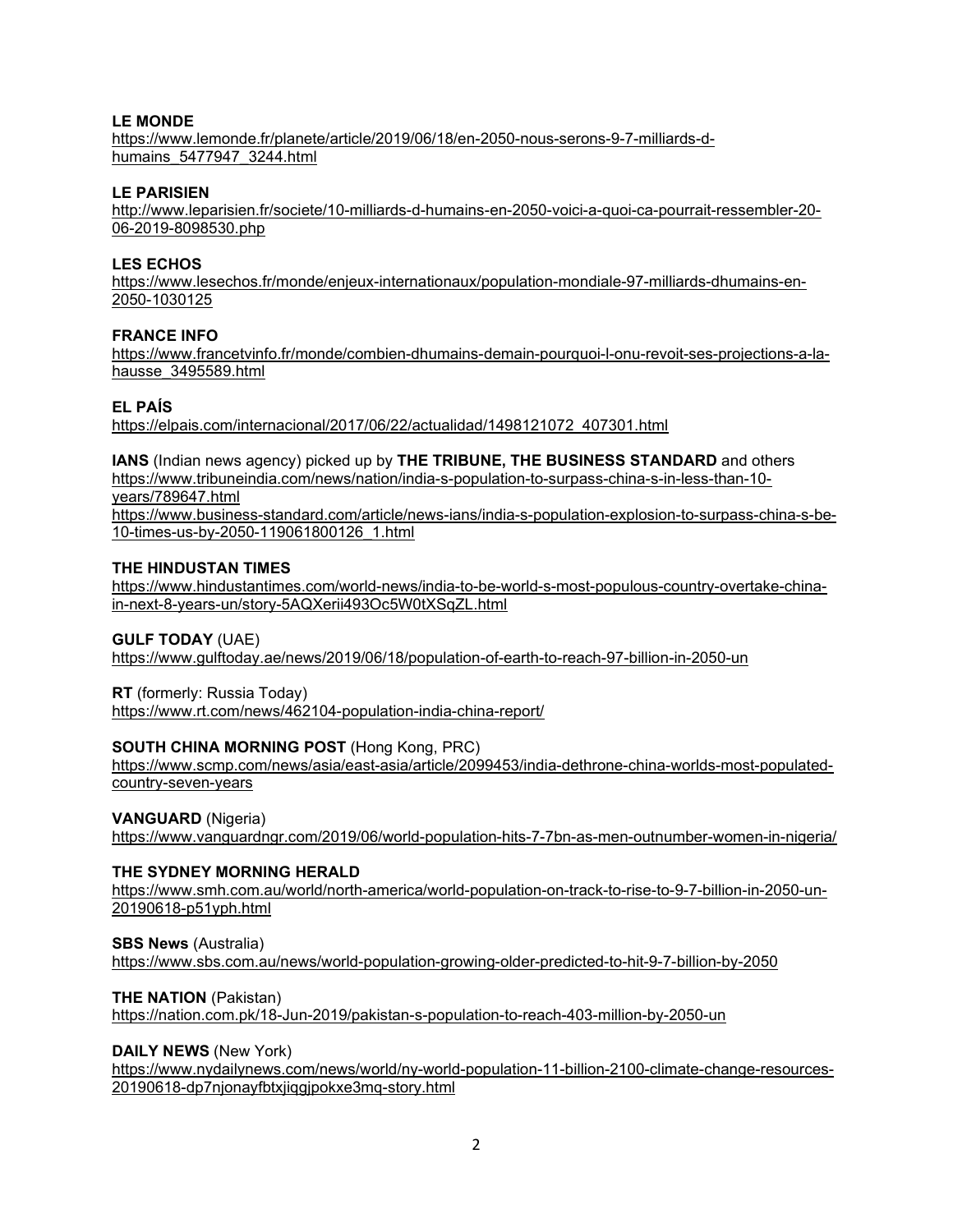**LE MONDE**
https://www.lemonde.fr/planete/article/2019/06/18/en-2050-nous-serons-9-7-milliards-d-humains_5477947_3244.html

**LE PARISIEN**
http://www.leparisien.fr/societe/10-milliards-d-humains-en-2050-voici-a-quoi-ca-pourrait-ressembler-20-06-2019-8098530.php

**LES ECHOS**
https://www.lesechos.fr/monde/enjeux-internationaux/population-mondiale-97-milliards-dhumains-en-2050-1030125

**FRANCE INFO**
https://www.francetvinfo.fr/monde/combien-dhumains-demain-pourquoi-l-onu-revoit-ses-projections-a-la-hausse_3495589.html

**EL PAÍS**
https://elpais.com/internacional/2017/06/22/actualidad/1498121072_407301.html

**IANS** (Indian news agency) picked up by **THE TRIBUNE, THE BUSINESS STANDARD** and others
https://www.tribuneindia.com/news/nation/india-s-population-to-surpass-china-s-in-less-than-10-years/789647.html
https://www.business-standard.com/article/news-ians/india-s-population-explosion-to-surpass-china-s-be-10-times-us-by-2050-119061800126_1.html

**THE HINDUSTAN TIMES**
https://www.hindustantimes.com/world-news/india-to-be-world-s-most-populous-country-overtake-china-in-next-8-years-un/story-5AQXerii493Oc5W0tXSqZL.html

**GULF TODAY** (UAE)
https://www.gulftoday.ae/news/2019/06/18/population-of-earth-to-reach-97-billion-in-2050-un

**RT** (formerly: Russia Today)
https://www.rt.com/news/462104-population-india-china-report/

**SOUTH CHINA MORNING POST** (Hong Kong, PRC)
https://www.scmp.com/news/asia/east-asia/article/2099453/india-dethrone-china-worlds-most-populated-country-seven-years

**VANGUARD** (Nigeria)
https://www.vanguardngr.com/2019/06/world-population-hits-7-7bn-as-men-outnumber-women-in-nigeria/

**THE SYDNEY MORNING HERALD**
https://www.smh.com.au/world/north-america/world-population-on-track-to-rise-to-9-7-billion-in-2050-un-20190618-p51yph.html

**SBS News** (Australia)
https://www.sbs.com.au/news/world-population-growing-older-predicted-to-hit-9-7-billion-by-2050

**THE NATION** (Pakistan)
https://nation.com.pk/18-Jun-2019/pakistan-s-population-to-reach-403-million-by-2050-un

**DAILY NEWS** (New York)
https://www.nydailynews.com/news/world/ny-world-population-11-billion-2100-climate-change-resources-20190618-dp7njonayfbtxjiqgjpokxe3mq-story.html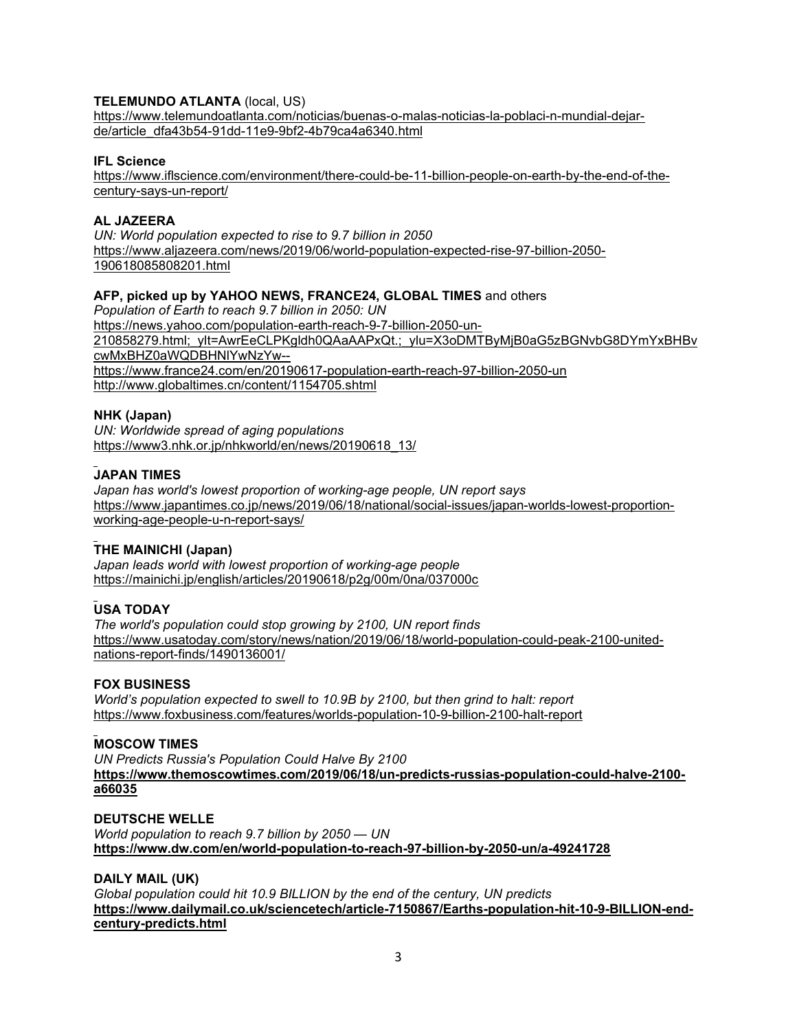**TELEMUNDO ATLANTA** (local, US)
https://www.telemundoatlanta.com/noticias/buenas-o-malas-noticias-la-poblaci-n-mundial-dejar-de/article_dfa43b54-91dd-11e9-9bf2-4b79ca4a6340.html

**IFL Science**
https://www.iflscience.com/environment/there-could-be-11-billion-people-on-earth-by-the-end-of-the-century-says-un-report/

**AL JAZEERA**
*UN: World population expected to rise to 9.7 billion in 2050*
https://www.aljazeera.com/news/2019/06/world-population-expected-rise-97-billion-2050-190618085808201.html

**AFP, picked up by YAHOO NEWS, FRANCE24, GLOBAL TIMES** and others
*Population of Earth to reach 9.7 billion in 2050: UN*
https://news.yahoo.com/population-earth-reach-9-7-billion-2050-un-210858279.html;_ylt=AwrEeCLPKgldh0QAaAAPxQt.;_ylu=X3oDMTByMjB0aG5zBGNvbG8DYmYxBHBvcwMxBHZ0aWQDBHNlYwNzYw--
https://www.france24.com/en/20190617-population-earth-reach-97-billion-2050-un
http://www.globaltimes.cn/content/1154705.shtml

**NHK (Japan)**
*UN: Worldwide spread of aging populations*
https://www3.nhk.or.jp/nhkworld/en/news/20190618_13/

**JAPAN TIMES**
*Japan has world's lowest proportion of working-age people, UN report says*
https://www.japantimes.co.jp/news/2019/06/18/national/social-issues/japan-worlds-lowest-proportion-working-age-people-u-n-report-says/

**THE MAINICHI (Japan)**
*Japan leads world with lowest proportion of working-age people*
https://mainichi.jp/english/articles/20190618/p2g/00m/0na/037000c

**USA TODAY**
*The world's population could stop growing by 2100, UN report finds*
https://www.usatoday.com/story/news/nation/2019/06/18/world-population-could-peak-2100-united-nations-report-finds/1490136001/

**FOX BUSINESS**
*World's population expected to swell to 10.9B by 2100, but then grind to halt: report*
https://www.foxbusiness.com/features/worlds-population-10-9-billion-2100-halt-report

**MOSCOW TIMES**
*UN Predicts Russia's Population Could Halve By 2100*
**https://www.themoscowtimes.com/2019/06/18/un-predicts-russias-population-could-halve-2100-a66035**

**DEUTSCHE WELLE**
*World population to reach 9.7 billion by 2050 — UN*
**https://www.dw.com/en/world-population-to-reach-97-billion-by-2050-un/a-49241728**

**DAILY MAIL (UK)**
*Global population could hit 10.9 BILLION by the end of the century, UN predicts*
**https://www.dailymail.co.uk/sciencetech/article-7150867/Earths-population-hit-10-9-BILLION-end-century-predicts.html**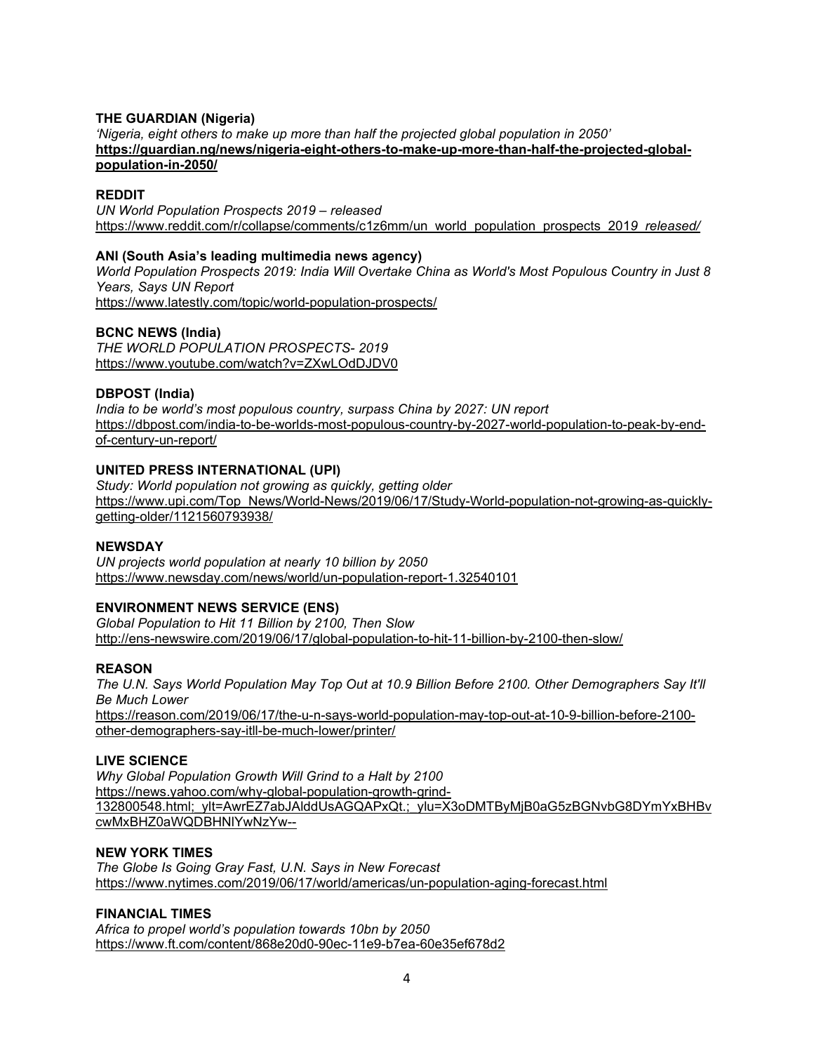**THE GUARDIAN (Nigeria)**
*'Nigeria, eight others to make up more than half the projected global population in 2050'*
**https://guardian.ng/news/nigeria-eight-others-to-make-up-more-than-half-the-projected-global-population-in-2050/**

**REDDIT**
*UN World Population Prospects 2019 – released*
https://www.reddit.com/r/collapse/comments/c1z6mm/un_world_population_prospects_2019_released/

**ANI (South Asia's leading multimedia news agency)**
*World Population Prospects 2019: India Will Overtake China as World's Most Populous Country in Just 8 Years, Says UN Report*
https://www.latestly.com/topic/world-population-prospects/

**BCNC NEWS (India)**
*THE WORLD POPULATION PROSPECTS- 2019*
https://www.youtube.com/watch?v=ZXwLOdDJDV0

**DBPOST (India)**
*India to be world's most populous country, surpass China by 2027: UN report*
https://dbpost.com/india-to-be-worlds-most-populous-country-by-2027-world-population-to-peak-by-end-of-century-un-report/

**UNITED PRESS INTERNATIONAL (UPI)**
*Study: World population not growing as quickly, getting older*
https://www.upi.com/Top_News/World-News/2019/06/17/Study-World-population-not-growing-as-quickly-getting-older/1121560793938/

**NEWSDAY**
*UN projects world population at nearly 10 billion by 2050*
https://www.newsday.com/news/world/un-population-report-1.32540101

**ENVIRONMENT NEWS SERVICE (ENS)**
*Global Population to Hit 11 Billion by 2100, Then Slow*
http://ens-newswire.com/2019/06/17/global-population-to-hit-11-billion-by-2100-then-slow/

**REASON**
*The U.N. Says World Population May Top Out at 10.9 Billion Before 2100. Other Demographers Say It'll Be Much Lower*
https://reason.com/2019/06/17/the-u-n-says-world-population-may-top-out-at-10-9-billion-before-2100-other-demographers-say-itll-be-much-lower/printer/

**LIVE SCIENCE**
*Why Global Population Growth Will Grind to a Halt by 2100*
https://news.yahoo.com/why-global-population-growth-grind-132800548.html;_ylt=AwrEZ7abJAlddUsAGQAPxQt.;_ylu=X3oDMTByMjB0aG5zBGNvbG8DYmYxBHBvcwMxBHZ0aWQDBHNlYwNzYw--

**NEW YORK TIMES**
*The Globe Is Going Gray Fast, U.N. Says in New Forecast*
https://www.nytimes.com/2019/06/17/world/americas/un-population-aging-forecast.html

**FINANCIAL TIMES**
*Africa to propel world's population towards 10bn by 2050*
https://www.ft.com/content/868e20d0-90ec-11e9-b7ea-60e35ef678d2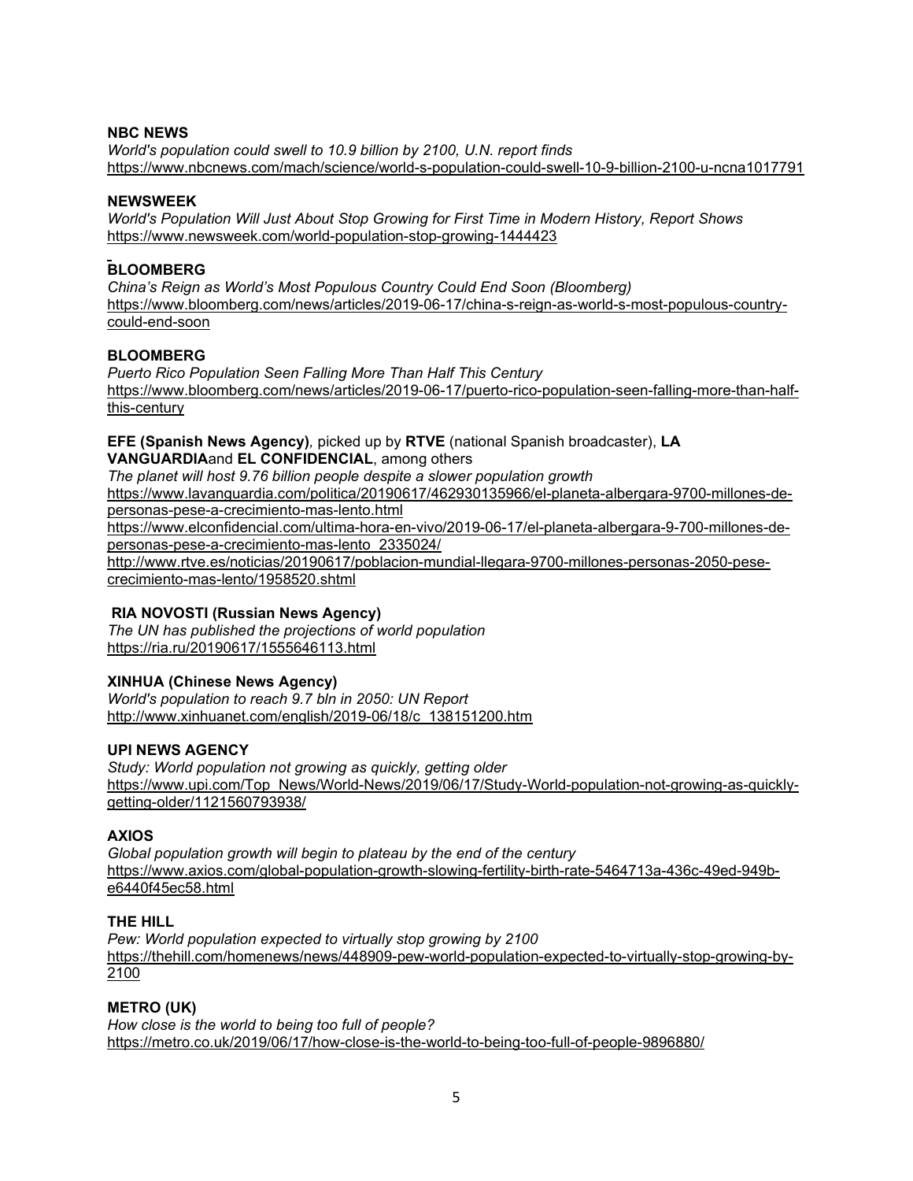**NBC NEWS**
*World's population could swell to 10.9 billion by 2100, U.N. report finds*
https://www.nbcnews.com/mach/science/world-s-population-could-swell-10-9-billion-2100-u-ncna1017791

**NEWSWEEK**
*World's Population Will Just About Stop Growing for First Time in Modern History, Report Shows*
https://www.newsweek.com/world-population-stop-growing-1444423

**BLOOMBERG**
*China's Reign as World's Most Populous Country Could End Soon (Bloomberg)*
https://www.bloomberg.com/news/articles/2019-06-17/china-s-reign-as-world-s-most-populous-country-could-end-soon

**BLOOMBERG**
*Puerto Rico Population Seen Falling More Than Half This Century*
https://www.bloomberg.com/news/articles/2019-06-17/puerto-rico-population-seen-falling-more-than-half-this-century

**EFE (Spanish News Agency)**, picked up by **RTVE** (national Spanish broadcaster), **LA VANGUARDIA**and **EL CONFIDENCIAL**, among others
*The planet will host 9.76 billion people despite a slower population growth*
https://www.lavanguardia.com/politica/20190617/462930135966/el-planeta-albergara-9700-millones-de-personas-pese-a-crecimiento-mas-lento.html
https://www.elconfidencial.com/ultima-hora-en-vivo/2019-06-17/el-planeta-albergara-9-700-millones-de-personas-pese-a-crecimiento-mas-lento_2335024/
http://www.rtve.es/noticias/20190617/poblacion-mundial-llegara-9700-millones-personas-2050-pese-crecimiento-mas-lento/1958520.shtml

**RIA NOVOSTI (Russian News Agency)**
*The UN has published the projections of world population*
https://ria.ru/20190617/1555646113.html

**XINHUA (Chinese News Agency)**
*World's population to reach 9.7 bln in 2050: UN Report*
http://www.xinhuanet.com/english/2019-06/18/c_138151200.htm

**UPI NEWS AGENCY**
*Study: World population not growing as quickly, getting older*
https://www.upi.com/Top_News/World-News/2019/06/17/Study-World-population-not-growing-as-quickly-getting-older/1121560793938/

**AXIOS**
*Global population growth will begin to plateau by the end of the century*
https://www.axios.com/global-population-growth-slowing-fertility-birth-rate-5464713a-436c-49ed-949b-e6440f45ec58.html

**THE HILL**
*Pew: World population expected to virtually stop growing by 2100*
https://thehill.com/homenews/news/448909-pew-world-population-expected-to-virtually-stop-growing-by-2100

**METRO (UK)**
*How close is the world to being too full of people?*
https://metro.co.uk/2019/06/17/how-close-is-the-world-to-being-too-full-of-people-9896880/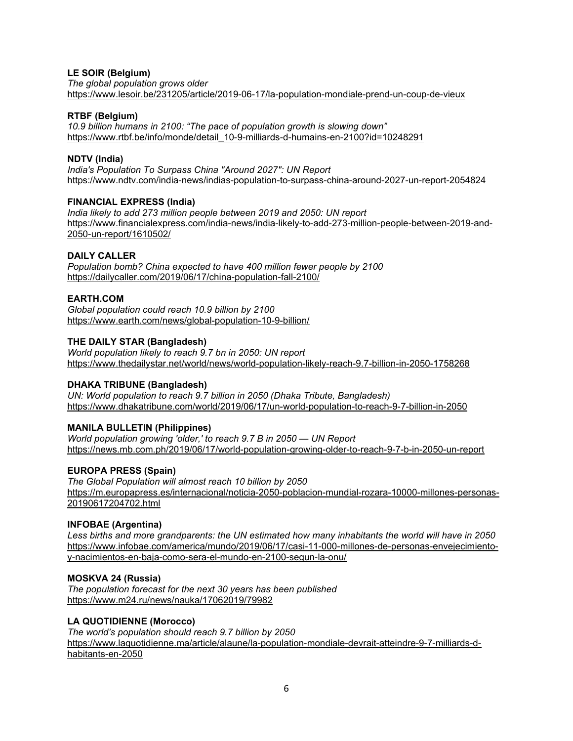**LE SOIR (Belgium)**
*The global population grows older*
https://www.lesoir.be/231205/article/2019-06-17/la-population-mondiale-prend-un-coup-de-vieux

**RTBF (Belgium)**
*10.9 billion humans in 2100: "The pace of population growth is slowing down"*
https://www.rtbf.be/info/monde/detail_10-9-milliards-d-humains-en-2100?id=10248291

**NDTV (India)**
*India's Population To Surpass China "Around 2027": UN Report*
https://www.ndtv.com/india-news/indias-population-to-surpass-china-around-2027-un-report-2054824

**FINANCIAL EXPRESS (India)**
*India likely to add 273 million people between 2019 and 2050: UN report*
https://www.financialexpress.com/india-news/india-likely-to-add-273-million-people-between-2019-and-2050-un-report/1610502/

**DAILY CALLER**
*Population bomb? China expected to have 400 million fewer people by 2100*
https://dailycaller.com/2019/06/17/china-population-fall-2100/

**EARTH.COM**
*Global population could reach 10.9 billion by 2100*
https://www.earth.com/news/global-population-10-9-billion/

**THE DAILY STAR (Bangladesh)**
*World population likely to reach 9.7 bn in 2050: UN report*
https://www.thedailystar.net/world/news/world-population-likely-reach-9.7-billion-in-2050-1758268

**DHAKA TRIBUNE (Bangladesh)**
*UN: World population to reach 9.7 billion in 2050 (Dhaka Tribute, Bangladesh)*
https://www.dhakatribune.com/world/2019/06/17/un-world-population-to-reach-9-7-billion-in-2050

**MANILA BULLETIN (Philippines)**
*World population growing 'older,' to reach 9.7 B in 2050 — UN Report*
https://news.mb.com.ph/2019/06/17/world-population-growing-older-to-reach-9-7-b-in-2050-un-report

**EUROPA PRESS (Spain)**
*The Global Population will almost reach 10 billion by 2050*
https://m.europapress.es/internacional/noticia-2050-poblacion-mundial-rozara-10000-millones-personas-20190617204702.html

**INFOBAE (Argentina)**
*Less births and more grandparents: the UN estimated how many inhabitants the world will have in 2050*
https://www.infobae.com/america/mundo/2019/06/17/casi-11-000-millones-de-personas-envejecimiento-y-nacimientos-en-baja-como-sera-el-mundo-en-2100-segun-la-onu/

**MOSKVA 24 (Russia)**
*The population forecast for the next 30 years has been published*
https://www.m24.ru/news/nauka/17062019/79982

**LA QUOTIDIENNE (Morocco)**
*The world's population should reach 9.7 billion by 2050*
https://www.laquotidienne.ma/article/alaune/la-population-mondiale-devrait-atteindre-9-7-milliards-d-habitants-en-2050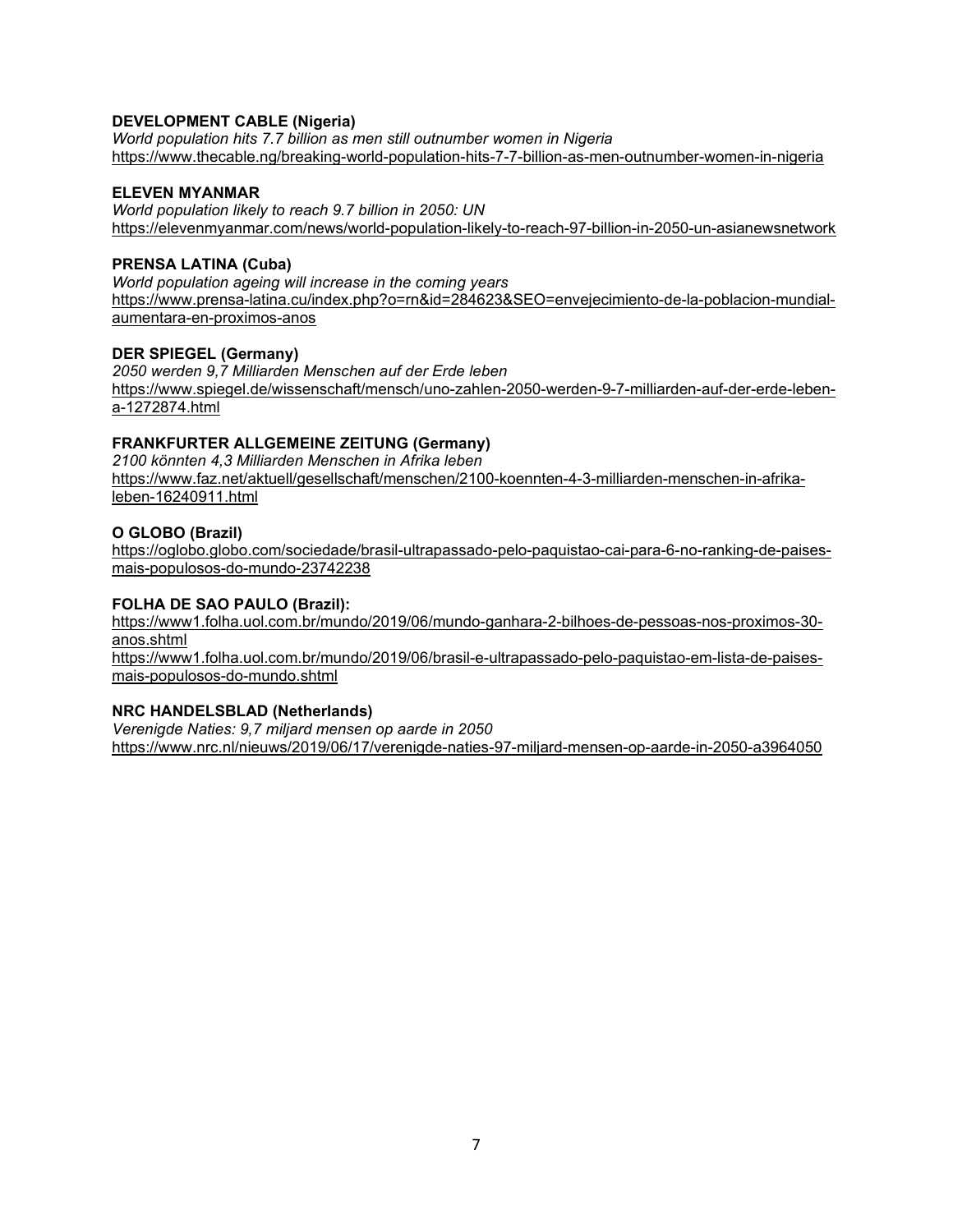**DEVELOPMENT CABLE (Nigeria)**
*World population hits 7.7 billion as men still outnumber women in Nigeria*
https://www.thecable.ng/breaking-world-population-hits-7-7-billion-as-men-outnumber-women-in-nigeria

**ELEVEN MYANMAR**
*World population likely to reach 9.7 billion in 2050: UN*
https://elevenmyanmar.com/news/world-population-likely-to-reach-97-billion-in-2050-un-asianewsnetwork

**PRENSA LATINA (Cuba)**
*World population ageing will increase in the coming years*
https://www.prensa-latina.cu/index.php?o=rn&id=284623&SEO=envejecimiento-de-la-poblacion-mundial-aumentara-en-proximos-anos

**DER SPIEGEL (Germany)**
*2050 werden 9,7 Milliarden Menschen auf der Erde leben*
https://www.spiegel.de/wissenschaft/mensch/uno-zahlen-2050-werden-9-7-milliarden-auf-der-erde-leben-a-1272874.html

**FRANKFURTER ALLGEMEINE ZEITUNG (Germany)**
*2100 könnten 4,3 Milliarden Menschen in Afrika leben*
https://www.faz.net/aktuell/gesellschaft/menschen/2100-koennten-4-3-milliarden-menschen-in-afrika-leben-16240911.html

**O GLOBO (Brazil)**
https://oglobo.globo.com/sociedade/brasil-ultrapassado-pelo-paquistao-cai-para-6-no-ranking-de-paises-mais-populosos-do-mundo-23742238

**FOLHA DE SAO PAULO (Brazil):**
https://www1.folha.uol.com.br/mundo/2019/06/mundo-ganhara-2-bilhoes-de-pessoas-nos-proximos-30-anos.shtml
https://www1.folha.uol.com.br/mundo/2019/06/brasil-e-ultrapassado-pelo-paquistao-em-lista-de-paises-mais-populosos-do-mundo.shtml

**NRC HANDELSBLAD (Netherlands)**
*Verenigde Naties: 9,7 miljard mensen op aarde in 2050*
https://www.nrc.nl/nieuws/2019/06/17/verenigde-naties-97-miljard-mensen-op-aarde-in-2050-a3964050